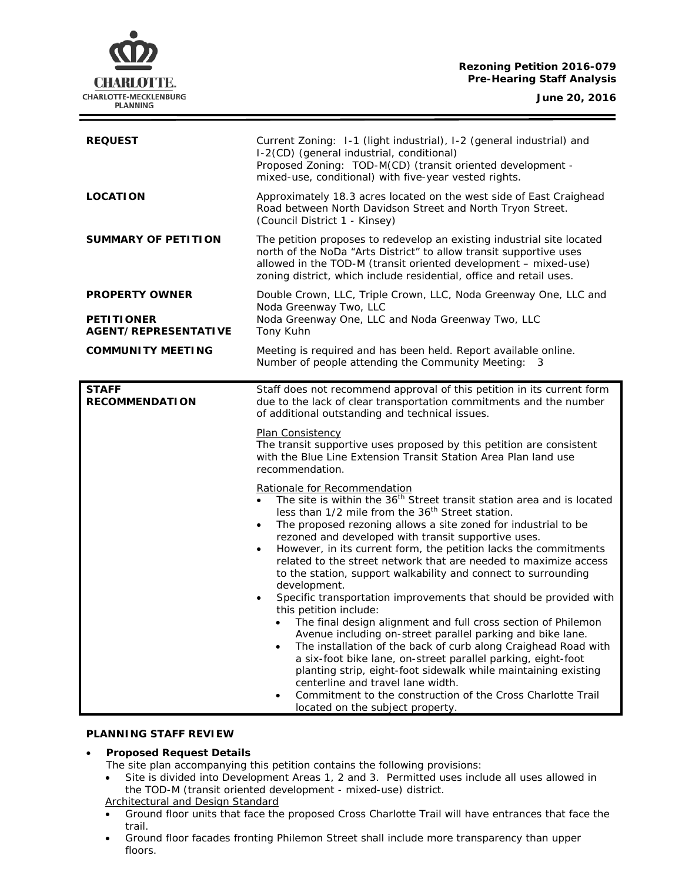**Rezoning Petition 2016-079**
**Pre-Hearing Staff Analysis**
**June 20, 2016**

| | |
|---|---|
| **REQUEST** | Current Zoning: I-1 (light industrial), I-2 (general industrial) and I-2(CD) (general industrial, conditional)<br>Proposed Zoning: TOD-M(CD) (transit oriented development - mixed-use, conditional) with five-year vested rights. |
| **LOCATION** | Approximately 18.3 acres located on the west side of East Craighead Road between North Davidson Street and North Tryon Street. (Council District 1 - Kinsey) |
| **SUMMARY OF PETITION** | The petition proposes to redevelop an existing industrial site located north of the NoDa "Arts District" to allow transit supportive uses allowed in the TOD-M (transit oriented development – mixed-use) zoning district, which include residential, office and retail uses. |
| **PROPERTY OWNER** | Double Crown, LLC, Triple Crown, LLC, Noda Greenway One, LLC and Noda Greenway Two, LLC |
| **PETITIONER** | Noda Greenway One, LLC and Noda Greenway Two, LLC |
| **AGENT/REPRESENTATIVE** | Tony Kuhn |
| **COMMUNITY MEETING** | Meeting is required and has been held. Report available online.<br>Number of people attending the Community Meeting: 3 |

**STAFF RECOMMENDATION**

Staff does not recommend approval of this petition in its current form due to the lack of clear transportation commitments and the number of additional outstanding and technical issues.

Plan Consistency

The transit supportive uses proposed by this petition are consistent with the Blue Line Extension Transit Station Area Plan land use recommendation.

Rationale for Recommendation

- The site is within the 36th Street transit station area and is located less than 1/2 mile from the 36th Street station.
- The proposed rezoning allows a site zoned for industrial to be rezoned and developed with transit supportive uses.
- However, in its current form, the petition lacks the commitments related to the street network that are needed to maximize access to the station, support walkability and connect to surrounding development.
- Specific transportation improvements that should be provided with this petition include:
  - The final design alignment and full cross section of Philemon Avenue including on-street parallel parking and bike lane.
  - The installation of the back of curb along Craighead Road with a six-foot bike lane, on-street parallel parking, eight-foot planting strip, eight-foot sidewalk while maintaining existing centerline and travel lane width.
  - Commitment to the construction of the Cross Charlotte Trail located on the subject property.

## PLANNING STAFF REVIEW

- **Proposed Request Details**

  The site plan accompanying this petition contains the following provisions:
  - Site is divided into Development Areas 1, 2 and 3. Permitted uses include all uses allowed in the TOD-M (transit oriented development - mixed-use) district.

  Architectural and Design Standard
  - Ground floor units that face the proposed Cross Charlotte Trail will have entrances that face the trail.
  - Ground floor facades fronting Philemon Street shall include more transparency than upper floors.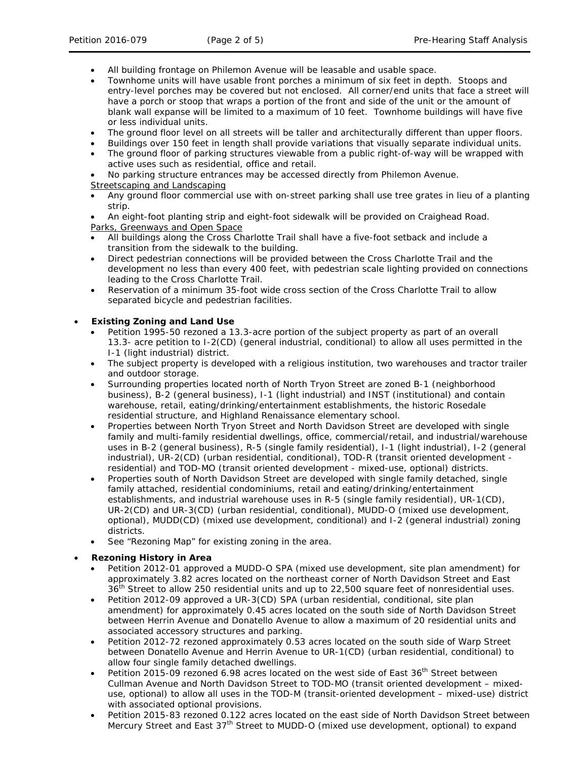- All building frontage on Philemon Avenue will be leasable and usable space.
- Townhome units will have usable front porches a minimum of six feet in depth. Stoops and entry-level porches may be covered but not enclosed. All corner/end units that face a street will have a porch or stoop that wraps a portion of the front and side of the unit or the amount of blank wall expanse will be limited to a maximum of 10 feet. Townhome buildings will have five or less individual units.
- The ground floor level on all streets will be taller and architecturally different than upper floors.
- Buildings over 150 feet in length shall provide variations that visually separate individual units.
- The ground floor of parking structures viewable from a public right-of-way will be wrapped with active uses such as residential, office and retail.
- No parking structure entrances may be accessed directly from Philemon Avenue.

Streetscaping and Landscaping

- Any ground floor commercial use with on-street parking shall use tree grates in lieu of a planting strip.
- An eight-foot planting strip and eight-foot sidewalk will be provided on Craighead Road.

Parks, Greenways and Open Space

- All buildings along the Cross Charlotte Trail shall have a five-foot setback and include a transition from the sidewalk to the building.
- Direct pedestrian connections will be provided between the Cross Charlotte Trail and the development no less than every 400 feet, with pedestrian scale lighting provided on connections leading to the Cross Charlotte Trail.
- Reservation of a minimum 35-foot wide cross section of the Cross Charlotte Trail to allow separated bicycle and pedestrian facilities.

- **Existing Zoning and Land Use**
  - Petition 1995-50 rezoned a 13.3-acre portion of the subject property as part of an overall 13.3- acre petition to I-2(CD) (general industrial, conditional) to allow all uses permitted in the I-1 (light industrial) district.
  - The subject property is developed with a religious institution, two warehouses and tractor trailer and outdoor storage.
  - Surrounding properties located north of North Tryon Street are zoned B-1 (neighborhood business), B-2 (general business), I-1 (light industrial) and INST (institutional) and contain warehouse, retail, eating/drinking/entertainment establishments, the historic Rosedale residential structure, and Highland Renaissance elementary school.
  - Properties between North Tryon Street and North Davidson Street are developed with single family and multi-family residential dwellings, office, commercial/retail, and industrial/warehouse uses in B-2 (general business), R-5 (single family residential), I-1 (light industrial), I-2 (general industrial), UR-2(CD) (urban residential, conditional), TOD-R (transit oriented development - residential) and TOD-MO (transit oriented development - mixed-use, optional) districts.
  - Properties south of North Davidson Street are developed with single family detached, single family attached, residential condominiums, retail and eating/drinking/entertainment establishments, and industrial warehouse uses in R-5 (single family residential), UR-1(CD), UR-2(CD) and UR-3(CD) (urban residential, conditional), MUDD-O (mixed use development, optional), MUDD(CD) (mixed use development, conditional) and I-2 (general industrial) zoning districts.
  - See "Rezoning Map" for existing zoning in the area.

- **Rezoning History in Area**
  - Petition 2012-01 approved a MUDD-O SPA (mixed use development, site plan amendment) for approximately 3.82 acres located on the northeast corner of North Davidson Street and East 36th Street to allow 250 residential units and up to 22,500 square feet of nonresidential uses.
  - Petition 2012-09 approved a UR-3(CD) SPA (urban residential, conditional, site plan amendment) for approximately 0.45 acres located on the south side of North Davidson Street between Herrin Avenue and Donatello Avenue to allow a maximum of 20 residential units and associated accessory structures and parking.
  - Petition 2012-72 rezoned approximately 0.53 acres located on the south side of Warp Street between Donatello Avenue and Herrin Avenue to UR-1(CD) (urban residential, conditional) to allow four single family detached dwellings.
  - Petition 2015-09 rezoned 6.98 acres located on the west side of East 36th Street between Cullman Avenue and North Davidson Street to TOD-MO (transit oriented development – mixed-use, optional) to allow all uses in the TOD-M (transit-oriented development – mixed-use) district with associated optional provisions.
  - Petition 2015-83 rezoned 0.122 acres located on the east side of North Davidson Street between Mercury Street and East 37th Street to MUDD-O (mixed use development, optional) to expand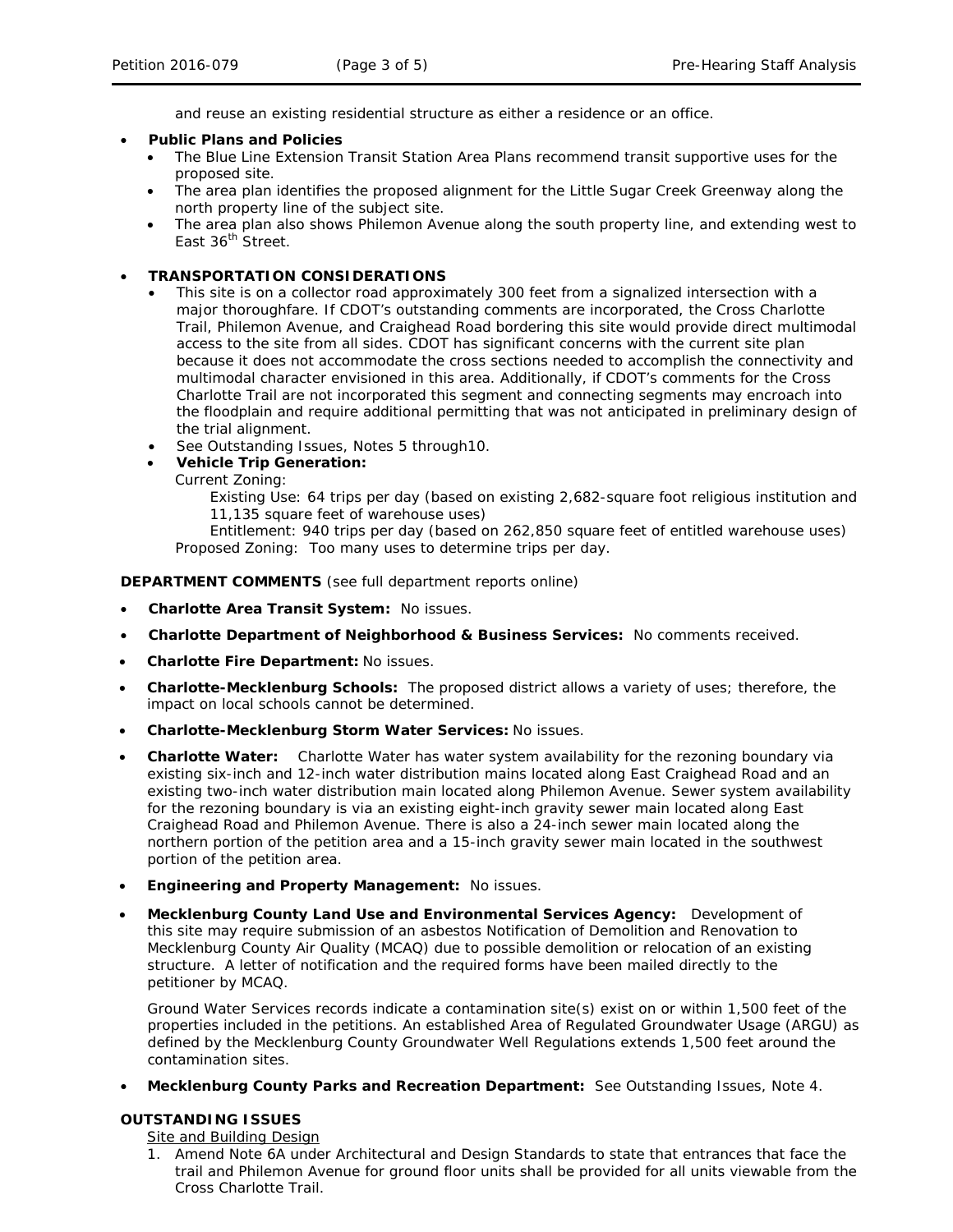and reuse an existing residential structure as either a residence or an office.

- **Public Plans and Policies**
  - The Blue Line Extension Transit Station Area Plans recommend transit supportive uses for the proposed site.
  - The area plan identifies the proposed alignment for the Little Sugar Creek Greenway along the north property line of the subject site.
  - The area plan also shows Philemon Avenue along the south property line, and extending west to East 36th Street.

- **TRANSPORTATION CONSIDERATIONS**
  - This site is on a collector road approximately 300 feet from a signalized intersection with a major thoroughfare. If CDOT's outstanding comments are incorporated, the Cross Charlotte Trail, Philemon Avenue, and Craighead Road bordering this site would provide direct multimodal access to the site from all sides. CDOT has significant concerns with the current site plan because it does not accommodate the cross sections needed to accomplish the connectivity and multimodal character envisioned in this area. Additionally, if CDOT's comments for the Cross Charlotte Trail are not incorporated this segment and connecting segments may encroach into the floodplain and require additional permitting that was not anticipated in preliminary design of the trial alignment.
  - See Outstanding Issues, Notes 5 through10.
  - **Vehicle Trip Generation:**

    Current Zoning:

    Existing Use: 64 trips per day (based on existing 2,682-square foot religious institution and 11,135 square feet of warehouse uses)

    Entitlement: 940 trips per day (based on 262,850 square feet of entitled warehouse uses)

    Proposed Zoning: Too many uses to determine trips per day.

**DEPARTMENT COMMENTS** (see full department reports online)

- **Charlotte Area Transit System:** No issues.
- **Charlotte Department of Neighborhood & Business Services:** No comments received.
- **Charlotte Fire Department:** No issues.
- **Charlotte-Mecklenburg Schools:** The proposed district allows a variety of uses; therefore, the impact on local schools cannot be determined.
- **Charlotte-Mecklenburg Storm Water Services:** No issues.
- **Charlotte Water:** Charlotte Water has water system availability for the rezoning boundary via existing six-inch and 12-inch water distribution mains located along East Craighead Road and an existing two-inch water distribution main located along Philemon Avenue. Sewer system availability for the rezoning boundary is via an existing eight-inch gravity sewer main located along East Craighead Road and Philemon Avenue. There is also a 24-inch sewer main located along the northern portion of the petition area and a 15-inch gravity sewer main located in the southwest portion of the petition area.
- **Engineering and Property Management:** No issues.
- **Mecklenburg County Land Use and Environmental Services Agency:** Development of this site may require submission of an asbestos Notification of Demolition and Renovation to Mecklenburg County Air Quality (MCAQ) due to possible demolition or relocation of an existing structure. A letter of notification and the required forms have been mailed directly to the petitioner by MCAQ.

  Ground Water Services records indicate a contamination site(s) exist on or within 1,500 feet of the properties included in the petitions. An established Area of Regulated Groundwater Usage (ARGU) as defined by the Mecklenburg County Groundwater Well Regulations extends 1,500 feet around the contamination sites.
- **Mecklenburg County Parks and Recreation Department:** See Outstanding Issues, Note 4.

**OUTSTANDING ISSUES**

Site and Building Design

1. Amend Note 6A under Architectural and Design Standards to state that entrances that face the trail and Philemon Avenue for ground floor units shall be provided for all units viewable from the Cross Charlotte Trail.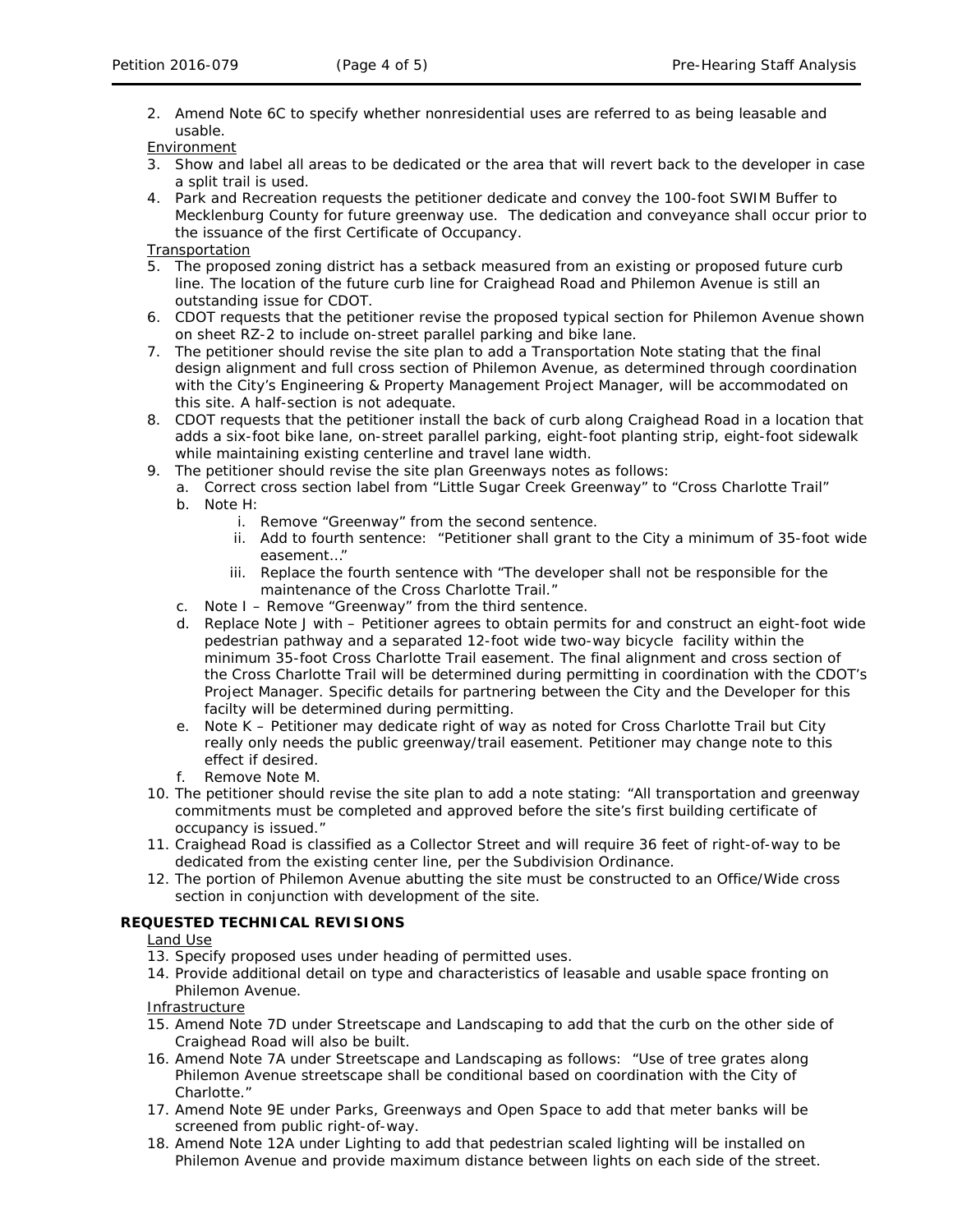2. Amend Note 6C to specify whether nonresidential uses are referred to as being leasable and usable.

Environment

3. Show and label all areas to be dedicated or the area that will revert back to the developer in case a split trail is used.
4. Park and Recreation requests the petitioner dedicate and convey the 100-foot SWIM Buffer to Mecklenburg County for future greenway use. The dedication and conveyance shall occur prior to the issuance of the first Certificate of Occupancy.

Transportation

5. The proposed zoning district has a setback measured from an existing or proposed future curb line. The location of the future curb line for Craighead Road and Philemon Avenue is still an outstanding issue for CDOT.
6. CDOT requests that the petitioner revise the proposed typical section for Philemon Avenue shown on sheet RZ-2 to include on-street parallel parking and bike lane.
7. The petitioner should revise the site plan to add a Transportation Note stating that the final design alignment and full cross section of Philemon Avenue, as determined through coordination with the City's Engineering & Property Management Project Manager, will be accommodated on this site. A half-section is not adequate.
8. CDOT requests that the petitioner install the back of curb along Craighead Road in a location that adds a six-foot bike lane, on-street parallel parking, eight-foot planting strip, eight-foot sidewalk while maintaining existing centerline and travel lane width.
9. The petitioner should revise the site plan Greenways notes as follows:
   a. Correct cross section label from "Little Sugar Creek Greenway" to "Cross Charlotte Trail"
   b. Note H:
      i. Remove "Greenway" from the second sentence.
      ii. Add to fourth sentence: "Petitioner shall grant to the City a minimum of 35-foot wide easement…"
      iii. Replace the fourth sentence with "The developer shall not be responsible for the maintenance of the Cross Charlotte Trail."
   c. Note I – Remove "Greenway" from the third sentence.
   d. Replace Note J with – Petitioner agrees to obtain permits for and construct an eight-foot wide pedestrian pathway and a separated 12-foot wide two-way bicycle facility within the minimum 35-foot Cross Charlotte Trail easement. The final alignment and cross section of the Cross Charlotte Trail will be determined during permitting in coordination with the CDOT's Project Manager. Specific details for partnering between the City and the Developer for this facilty will be determined during permitting.
   e. Note K – Petitioner may dedicate right of way as noted for Cross Charlotte Trail but City really only needs the public greenway/trail easement. Petitioner may change note to this effect if desired.
   f. Remove Note M.
10. The petitioner should revise the site plan to add a note stating: "All transportation and greenway commitments must be completed and approved before the site's first building certificate of occupancy is issued."
11. Craighead Road is classified as a Collector Street and will require 36 feet of right-of-way to be dedicated from the existing center line, per the Subdivision Ordinance.
12. The portion of Philemon Avenue abutting the site must be constructed to an Office/Wide cross section in conjunction with development of the site.

**REQUESTED TECHNICAL REVISIONS**

Land Use

13. Specify proposed uses under heading of permitted uses.
14. Provide additional detail on type and characteristics of leasable and usable space fronting on Philemon Avenue.

Infrastructure

15. Amend Note 7D under Streetscape and Landscaping to add that the curb on the other side of Craighead Road will also be built.
16. Amend Note 7A under Streetscape and Landscaping as follows: "Use of tree grates along Philemon Avenue streetscape shall be conditional based on coordination with the City of Charlotte."
17. Amend Note 9E under Parks, Greenways and Open Space to add that meter banks will be screened from public right-of-way.
18. Amend Note 12A under Lighting to add that pedestrian scaled lighting will be installed on Philemon Avenue and provide maximum distance between lights on each side of the street.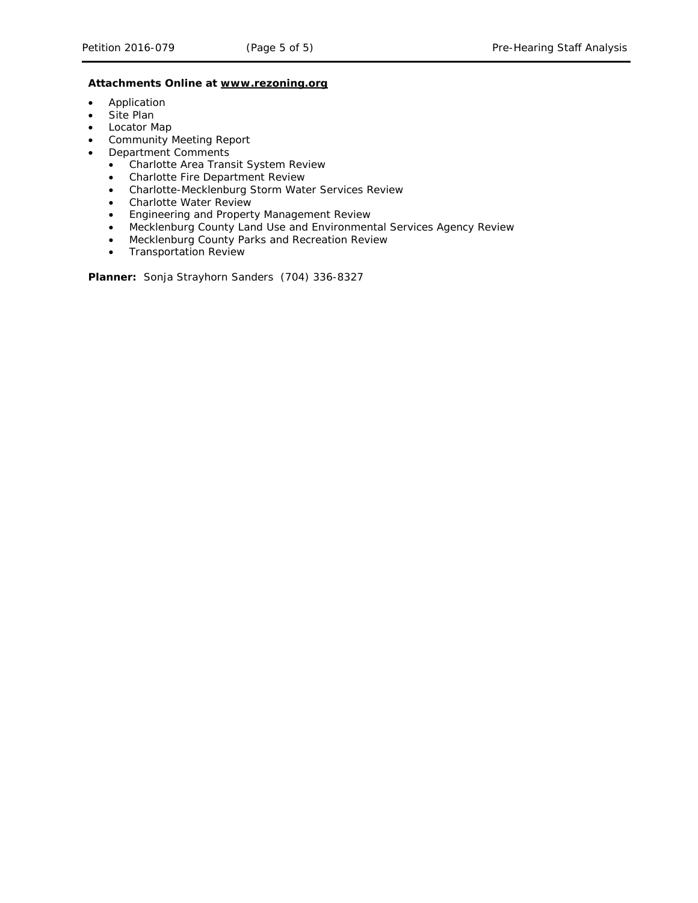**Attachments Online at www.rezoning.org**

- Application
- Site Plan
- Locator Map
- Community Meeting Report
- Department Comments
    - Charlotte Area Transit System Review
    - Charlotte Fire Department Review
    - Charlotte-Mecklenburg Storm Water Services Review
    - Charlotte Water Review
    - Engineering and Property Management Review
    - Mecklenburg County Land Use and Environmental Services Agency Review
    - Mecklenburg County Parks and Recreation Review
    - Transportation Review

**Planner:** Sonja Strayhorn Sanders (704) 336-8327